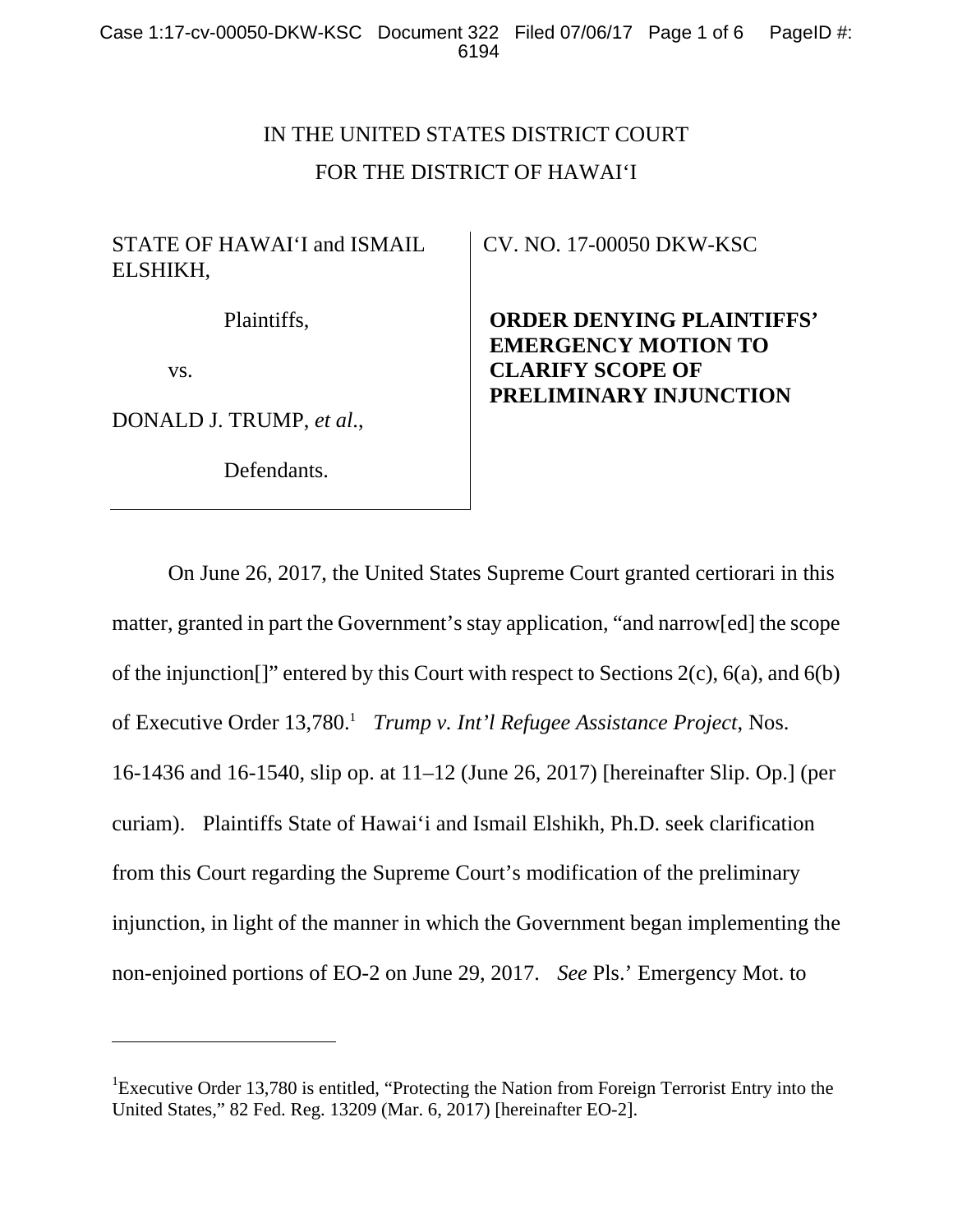IN THE UNITED STATES DISTRICT COURT
FOR THE DISTRICT OF HAWAI‘I

STATE OF HAWAI‘I and ISMAIL ELSHIKH,

Plaintiffs,

vs.

DONALD J. TRUMP, *et al*.,

Defendants.

CV. NO. 17-00050 DKW-KSC

**ORDER DENYING PLAINTIFFS' EMERGENCY MOTION TO CLARIFY SCOPE OF PRELIMINARY INJUNCTION**

On June 26, 2017, the United States Supreme Court granted certiorari in this matter, granted in part the Government's stay application, "and narrow[ed] the scope of the injunction[]" entered by this Court with respect to Sections 2(c), 6(a), and 6(b) of Executive Order 13,780.[1] *Trump v. Int'l Refugee Assistance Project*, Nos. 16-1436 and 16-1540, slip op. at 11–12 (June 26, 2017) [hereinafter Slip. Op.] (per curiam). Plaintiffs State of Hawai‘i and Ismail Elshikh, Ph.D. seek clarification from this Court regarding the Supreme Court's modification of the preliminary injunction, in light of the manner in which the Government began implementing the non-enjoined portions of EO-2 on June 29, 2017. *See* Pls.' Emergency Mot. to

[1] Executive Order 13,780 is entitled, "Protecting the Nation from Foreign Terrorist Entry into the United States," 82 Fed. Reg. 13209 (Mar. 6, 2017) [hereinafter EO-2].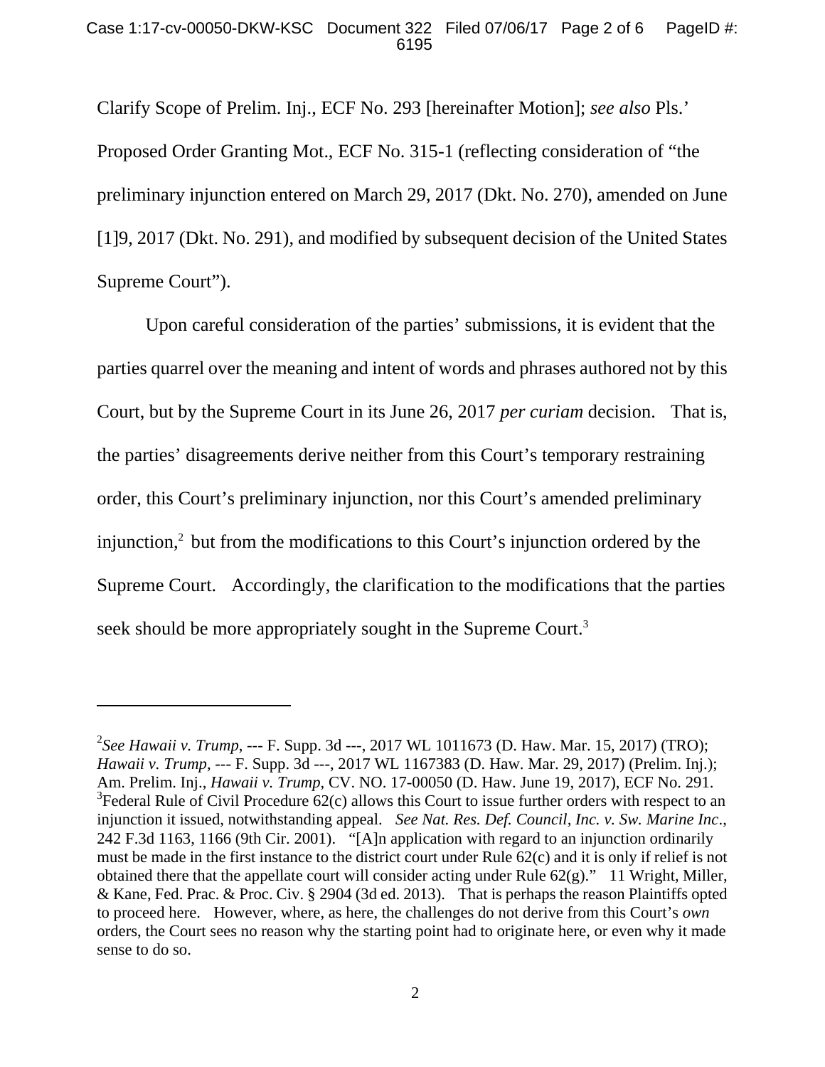Clarify Scope of Prelim. Inj., ECF No. 293 [hereinafter Motion]; *see also* Pls.' Proposed Order Granting Mot., ECF No. 315-1 (reflecting consideration of "the preliminary injunction entered on March 29, 2017 (Dkt. No. 270), amended on June [1]9, 2017 (Dkt. No. 291), and modified by subsequent decision of the United States Supreme Court").

Upon careful consideration of the parties' submissions, it is evident that the parties quarrel over the meaning and intent of words and phrases authored not by this Court, but by the Supreme Court in its June 26, 2017 *per curiam* decision. That is, the parties' disagreements derive neither from this Court's temporary restraining order, this Court's preliminary injunction, nor this Court's amended preliminary injunction,[2] but from the modifications to this Court's injunction ordered by the Supreme Court. Accordingly, the clarification to the modifications that the parties seek should be more appropriately sought in the Supreme Court.[3]

---

[2]*See Hawaii v. Trump*, --- F. Supp. 3d ---, 2017 WL 1011673 (D. Haw. Mar. 15, 2017) (TRO); *Hawaii v. Trump*, --- F. Supp. 3d ---, 2017 WL 1167383 (D. Haw. Mar. 29, 2017) (Prelim. Inj.); Am. Prelim. Inj., *Hawaii v. Trump*, CV. NO. 17-00050 (D. Haw. June 19, 2017), ECF No. 291.

[3]Federal Rule of Civil Procedure 62(c) allows this Court to issue further orders with respect to an injunction it issued, notwithstanding appeal. *See Nat. Res. Def. Council, Inc. v. Sw. Marine Inc.*, 242 F.3d 1163, 1166 (9th Cir. 2001). "[A]n application with regard to an injunction ordinarily must be made in the first instance to the district court under Rule 62(c) and it is only if relief is not obtained there that the appellate court will consider acting under Rule 62(g)." 11 Wright, Miller, & Kane, Fed. Prac. & Proc. Civ. § 2904 (3d ed. 2013). That is perhaps the reason Plaintiffs opted to proceed here. However, where, as here, the challenges do not derive from this Court's *own* orders, the Court sees no reason why the starting point had to originate here, or even why it made sense to do so.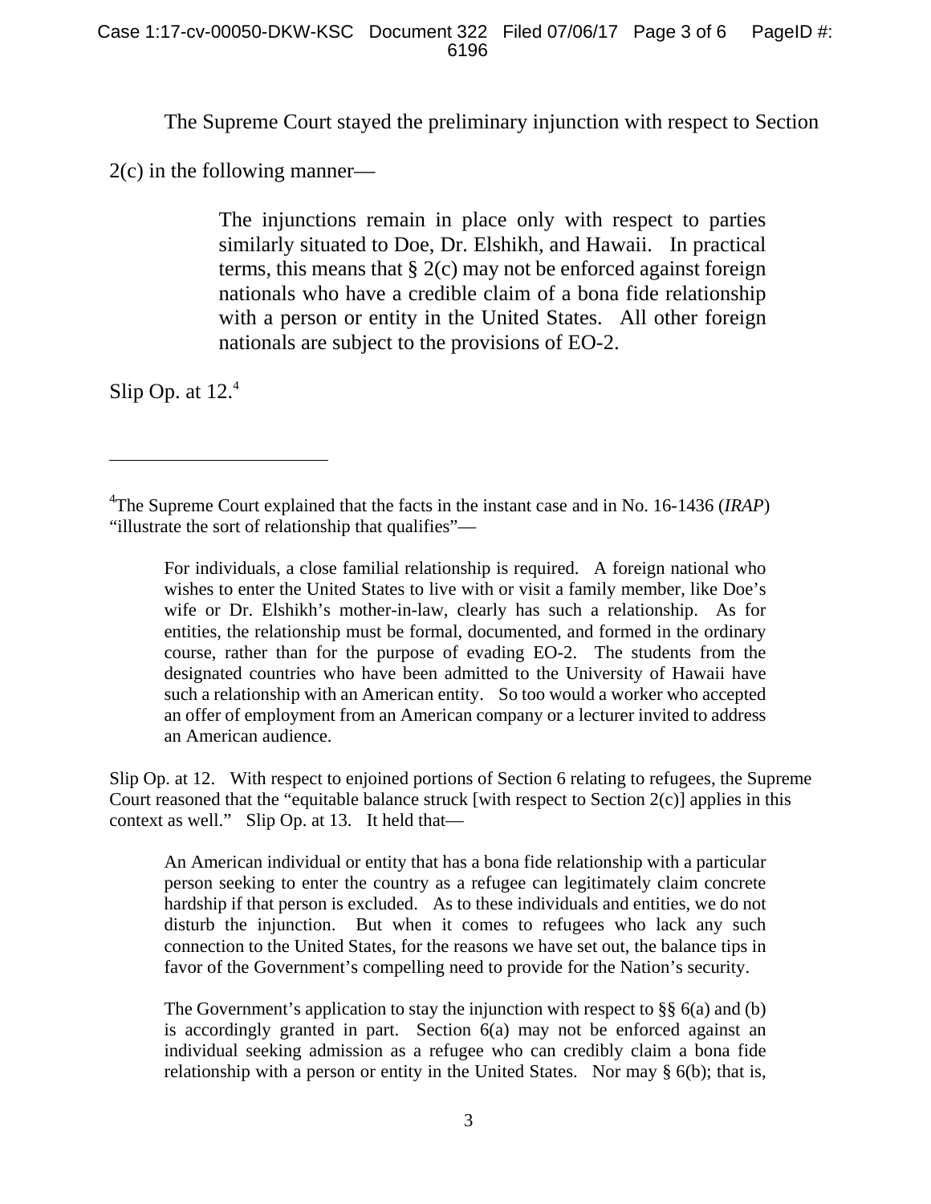The Supreme Court stayed the preliminary injunction with respect to Section 2(c) in the following manner—

> The injunctions remain in place only with respect to parties similarly situated to Doe, Dr. Elshikh, and Hawaii. In practical terms, this means that § 2(c) may not be enforced against foreign nationals who have a credible claim of a bona fide relationship with a person or entity in the United States. All other foreign nationals are subject to the provisions of EO-2.

Slip Op. at 12.[4]

---

[4]The Supreme Court explained that the facts in the instant case and in No. 16-1436 (*IRAP*) "illustrate the sort of relationship that qualifies"—

> For individuals, a close familial relationship is required. A foreign national who wishes to enter the United States to live with or visit a family member, like Doe's wife or Dr. Elshikh's mother-in-law, clearly has such a relationship. As for entities, the relationship must be formal, documented, and formed in the ordinary course, rather than for the purpose of evading EO-2. The students from the designated countries who have been admitted to the University of Hawaii have such a relationship with an American entity. So too would a worker who accepted an offer of employment from an American company or a lecturer invited to address an American audience.

Slip Op. at 12. With respect to enjoined portions of Section 6 relating to refugees, the Supreme Court reasoned that the "equitable balance struck [with respect to Section 2(c)] applies in this context as well." Slip Op. at 13. It held that—

> An American individual or entity that has a bona fide relationship with a particular person seeking to enter the country as a refugee can legitimately claim concrete hardship if that person is excluded. As to these individuals and entities, we do not disturb the injunction. But when it comes to refugees who lack any such connection to the United States, for the reasons we have set out, the balance tips in favor of the Government's compelling need to provide for the Nation's security.
>
> The Government's application to stay the injunction with respect to §§ 6(a) and (b) is accordingly granted in part. Section 6(a) may not be enforced against an individual seeking admission as a refugee who can credibly claim a bona fide relationship with a person or entity in the United States. Nor may § 6(b); that is,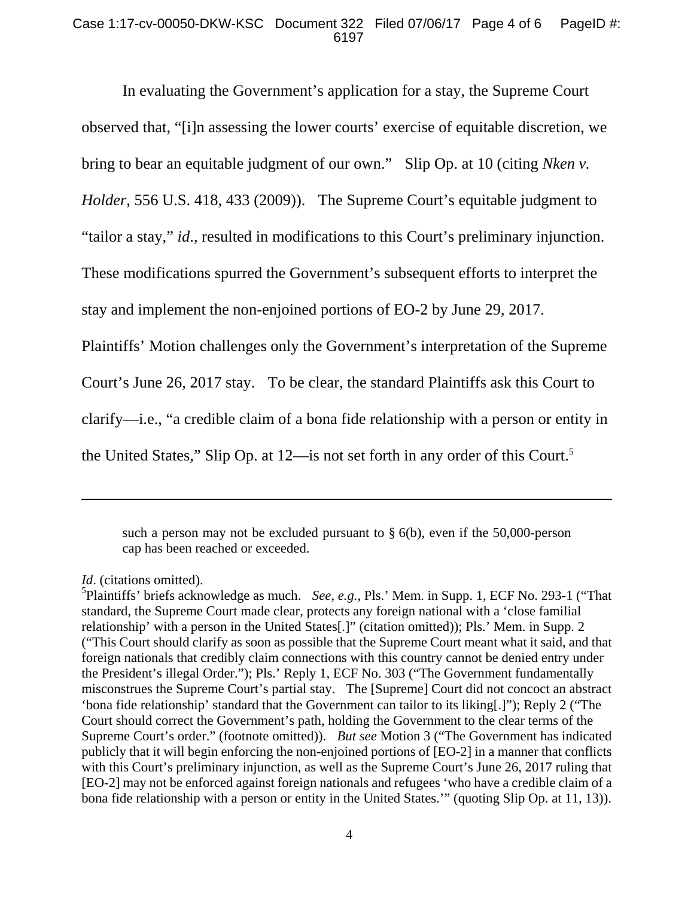In evaluating the Government's application for a stay, the Supreme Court observed that, "[i]n assessing the lower courts' exercise of equitable discretion, we bring to bear an equitable judgment of our own." Slip Op. at 10 (citing *Nken v. Holder*, 556 U.S. 418, 433 (2009)). The Supreme Court's equitable judgment to "tailor a stay," *id*., resulted in modifications to this Court's preliminary injunction. These modifications spurred the Government's subsequent efforts to interpret the stay and implement the non-enjoined portions of EO-2 by June 29, 2017. Plaintiffs' Motion challenges only the Government's interpretation of the Supreme Court's June 26, 2017 stay. To be clear, the standard Plaintiffs ask this Court to clarify—i.e., "a credible claim of a bona fide relationship with a person or entity in the United States," Slip Op. at 12—is not set forth in any order of this Court.[5]

---

> such a person may not be excluded pursuant to § 6(b), even if the 50,000-person cap has been reached or exceeded.

*Id*. (citations omitted).

[5]Plaintiffs' briefs acknowledge as much. *See, e.g.*, Pls.' Mem. in Supp. 1, ECF No. 293-1 ("That standard, the Supreme Court made clear, protects any foreign national with a 'close familial relationship' with a person in the United States[.]" (citation omitted)); Pls.' Mem. in Supp. 2 ("This Court should clarify as soon as possible that the Supreme Court meant what it said, and that foreign nationals that credibly claim connections with this country cannot be denied entry under the President's illegal Order."); Pls.' Reply 1, ECF No. 303 ("The Government fundamentally misconstrues the Supreme Court's partial stay. The [Supreme] Court did not concoct an abstract 'bona fide relationship' standard that the Government can tailor to its liking[.]"); Reply 2 ("The Court should correct the Government's path, holding the Government to the clear terms of the Supreme Court's order." (footnote omitted)). *But see* Motion 3 ("The Government has indicated publicly that it will begin enforcing the non-enjoined portions of [EO-2] in a manner that conflicts with this Court's preliminary injunction, as well as the Supreme Court's June 26, 2017 ruling that [EO-2] may not be enforced against foreign nationals and refugees 'who have a credible claim of a bona fide relationship with a person or entity in the United States.'" (quoting Slip Op. at 11, 13)).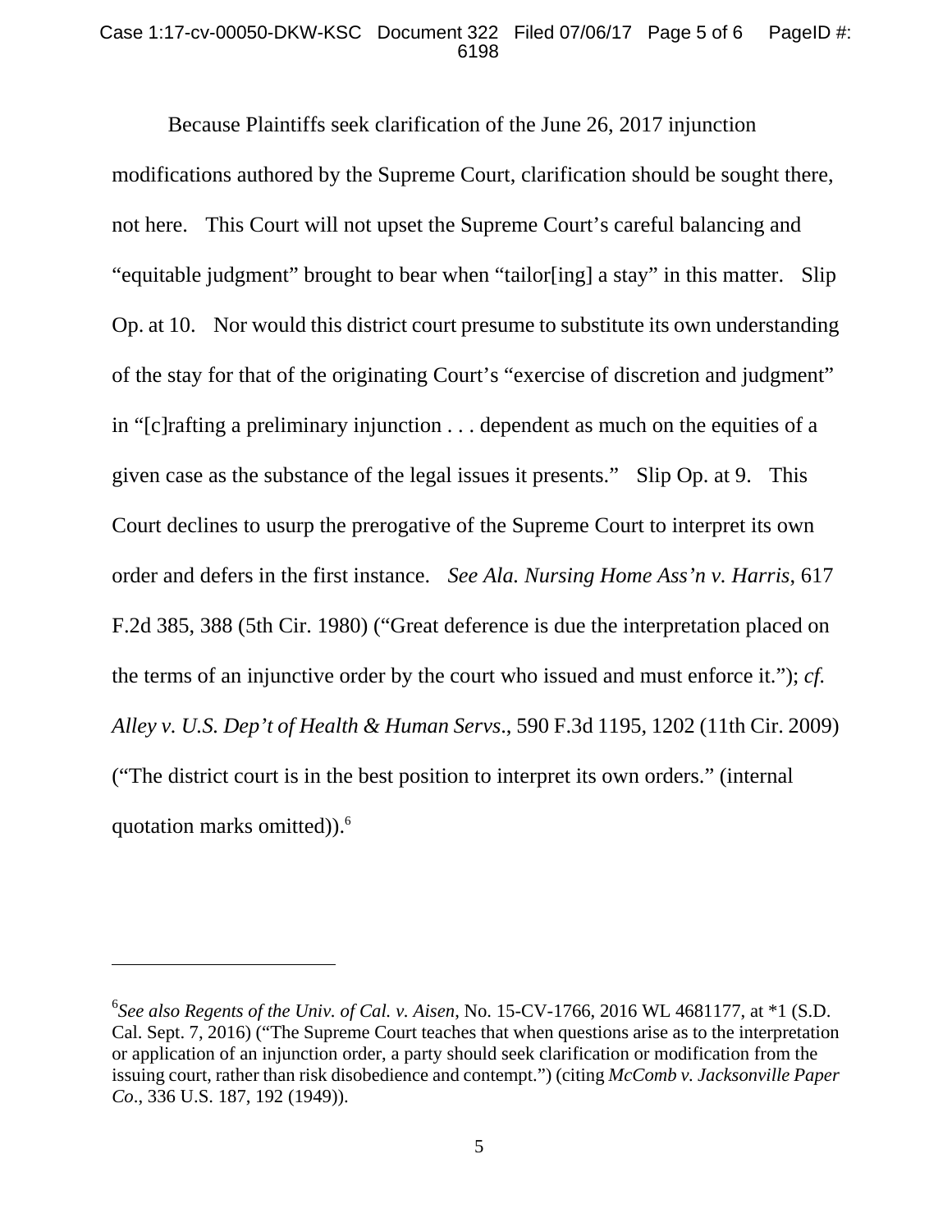Because Plaintiffs seek clarification of the June 26, 2017 injunction modifications authored by the Supreme Court, clarification should be sought there, not here. This Court will not upset the Supreme Court's careful balancing and "equitable judgment" brought to bear when "tailor[ing] a stay" in this matter. Slip Op. at 10. Nor would this district court presume to substitute its own understanding of the stay for that of the originating Court's "exercise of discretion and judgment" in "[c]rafting a preliminary injunction . . . dependent as much on the equities of a given case as the substance of the legal issues it presents." Slip Op. at 9. This Court declines to usurp the prerogative of the Supreme Court to interpret its own order and defers in the first instance. *See Ala. Nursing Home Ass'n v. Harris*, 617 F.2d 385, 388 (5th Cir. 1980) ("Great deference is due the interpretation placed on the terms of an injunctive order by the court who issued and must enforce it."); *cf. Alley v. U.S. Dep't of Health & Human Servs*., 590 F.3d 1195, 1202 (11th Cir. 2009) ("The district court is in the best position to interpret its own orders." (internal quotation marks omitted)).[6]

---

[6] *See also Regents of the Univ. of Cal. v. Aisen*, No. 15-CV-1766, 2016 WL 4681177, at *1 (S.D. Cal. Sept. 7, 2016) ("The Supreme Court teaches that when questions arise as to the interpretation or application of an injunction order, a party should seek clarification or modification from the issuing court, rather than risk disobedience and contempt.") (citing *McComb v. Jacksonville Paper Co*., 336 U.S. 187, 192 (1949)).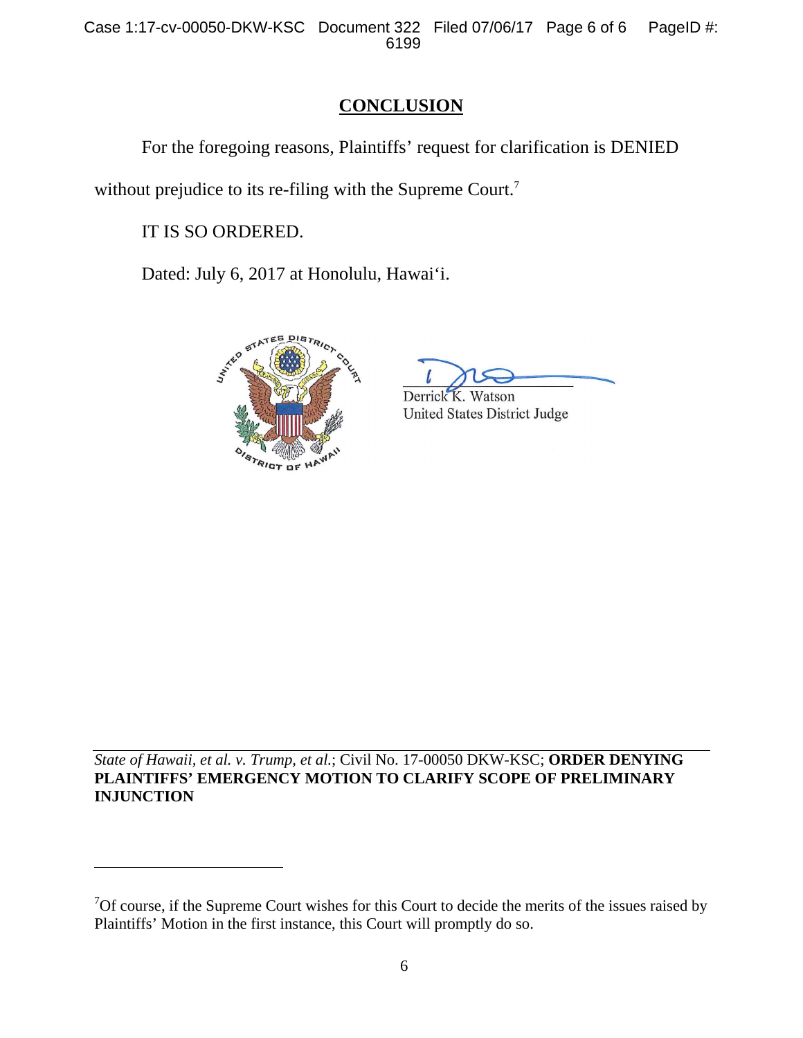## CONCLUSION

For the foregoing reasons, Plaintiffs' request for clarification is DENIED without prejudice to its re-filing with the Supreme Court.[7]

IT IS SO ORDERED.

Dated: July 6, 2017 at Honolulu, Hawai'i.

Derrick K. Watson
United States District Judge

*State of Hawaii, et al. v. Trump, et al.*; Civil No. 17-00050 DKW-KSC; **ORDER DENYING PLAINTIFFS' EMERGENCY MOTION TO CLARIFY SCOPE OF PRELIMINARY INJUNCTION**

[7]Of course, if the Supreme Court wishes for this Court to decide the merits of the issues raised by Plaintiffs' Motion in the first instance, this Court will promptly do so.